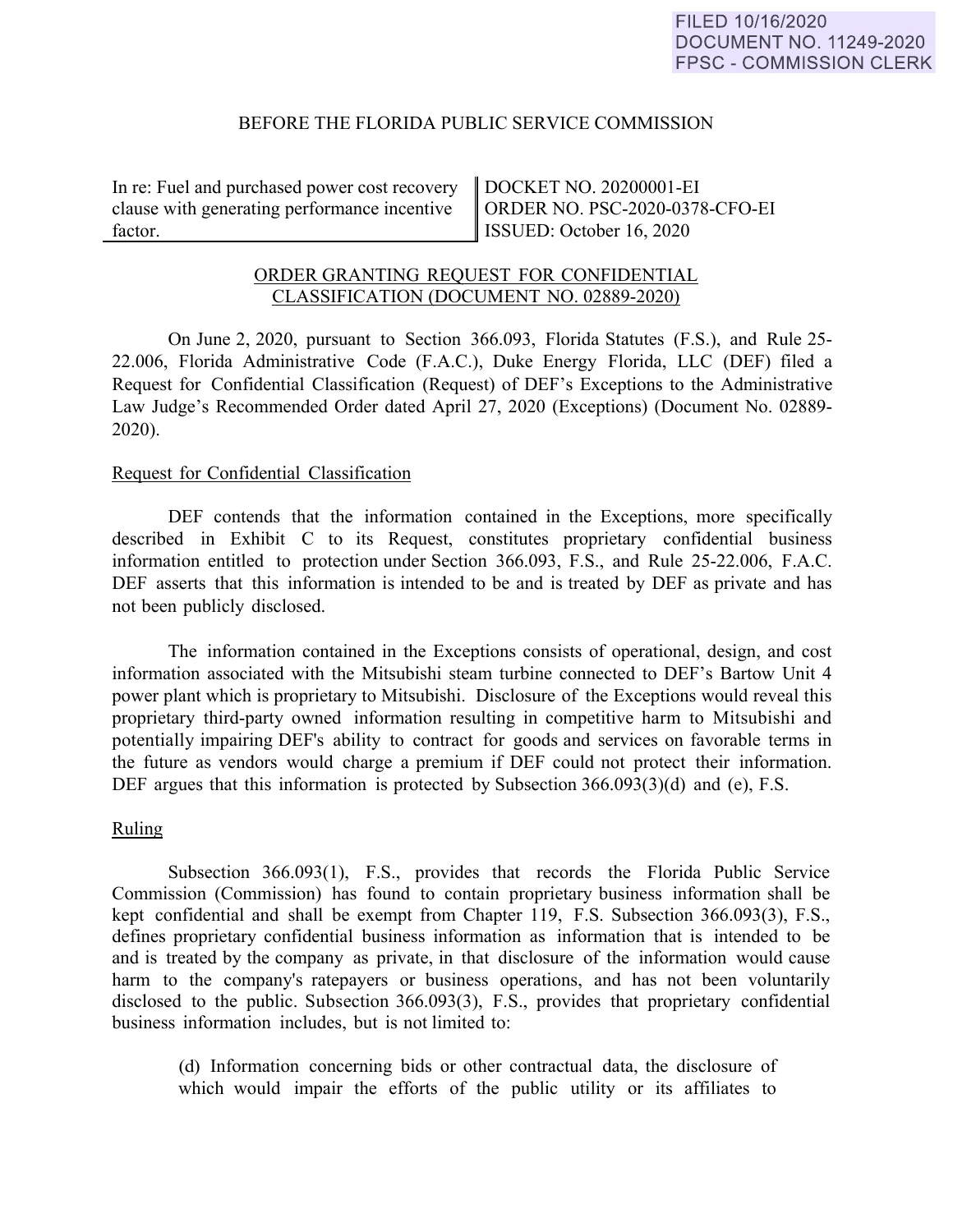FILED 10/16/2020
DOCUMENT NO. 11249-2020
FPSC - COMMISSION CLERK

BEFORE THE FLORIDA PUBLIC SERVICE COMMISSION

| In re: Fuel and purchased power cost recovery clause with generating performance incentive factor. | DOCKET NO. 20200001-EI<br>ORDER NO. PSC-2020-0378-CFO-EI<br>ISSUED: October 16, 2020 |
|---|---|

ORDER GRANTING REQUEST FOR CONFIDENTIAL CLASSIFICATION (DOCUMENT NO. 02889-2020)

On June 2, 2020, pursuant to Section 366.093, Florida Statutes (F.S.), and Rule 25-22.006, Florida Administrative Code (F.A.C.), Duke Energy Florida, LLC (DEF) filed a Request for Confidential Classification (Request) of DEF's Exceptions to the Administrative Law Judge's Recommended Order dated April 27, 2020 (Exceptions) (Document No. 02889-2020).

Request for Confidential Classification

DEF contends that the information contained in the Exceptions, more specifically described in Exhibit C to its Request, constitutes proprietary confidential business information entitled to protection under Section 366.093, F.S., and Rule 25-22.006, F.A.C. DEF asserts that this information is intended to be and is treated by DEF as private and has not been publicly disclosed.

The information contained in the Exceptions consists of operational, design, and cost information associated with the Mitsubishi steam turbine connected to DEF's Bartow Unit 4 power plant which is proprietary to Mitsubishi. Disclosure of the Exceptions would reveal this proprietary third-party owned information resulting in competitive harm to Mitsubishi and potentially impairing DEF's ability to contract for goods and services on favorable terms in the future as vendors would charge a premium if DEF could not protect their information. DEF argues that this information is protected by Subsection 366.093(3)(d) and (e), F.S.

Ruling

Subsection 366.093(1), F.S., provides that records the Florida Public Service Commission (Commission) has found to contain proprietary business information shall be kept confidential and shall be exempt from Chapter 119, F.S. Subsection 366.093(3), F.S., defines proprietary confidential business information as information that is intended to be and is treated by the company as private, in that disclosure of the information would cause harm to the company's ratepayers or business operations, and has not been voluntarily disclosed to the public. Subsection 366.093(3), F.S., provides that proprietary confidential business information includes, but is not limited to:

> (d) Information concerning bids or other contractual data, the disclosure of which would impair the efforts of the public utility or its affiliates to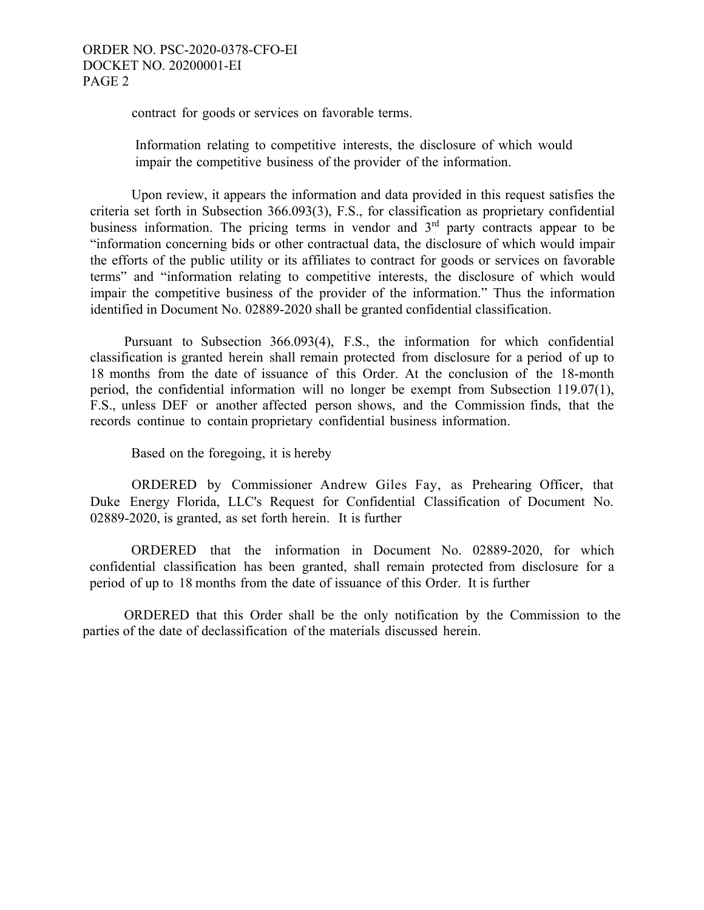contract for goods or services on favorable terms.

> Information relating to competitive interests, the disclosure of which would impair the competitive business of the provider of the information.

Upon review, it appears the information and data provided in this request satisfies the criteria set forth in Subsection 366.093(3), F.S., for classification as proprietary confidential business information. The pricing terms in vendor and 3rd party contracts appear to be "information concerning bids or other contractual data, the disclosure of which would impair the efforts of the public utility or its affiliates to contract for goods or services on favorable terms" and "information relating to competitive interests, the disclosure of which would impair the competitive business of the provider of the information." Thus the information identified in Document No. 02889-2020 shall be granted confidential classification.

Pursuant to Subsection 366.093(4), F.S., the information for which confidential classification is granted herein shall remain protected from disclosure for a period of up to 18 months from the date of issuance of this Order. At the conclusion of the 18-month period, the confidential information will no longer be exempt from Subsection 119.07(1), F.S., unless DEF or another affected person shows, and the Commission finds, that the records continue to contain proprietary confidential business information.

Based on the foregoing, it is hereby

ORDERED by Commissioner Andrew Giles Fay, as Prehearing Officer, that Duke Energy Florida, LLC's Request for Confidential Classification of Document No. 02889-2020, is granted, as set forth herein. It is further

ORDERED that the information in Document No. 02889-2020, for which confidential classification has been granted, shall remain protected from disclosure for a period of up to 18 months from the date of issuance of this Order. It is further

ORDERED that this Order shall be the only notification by the Commission to the parties of the date of declassification of the materials discussed herein.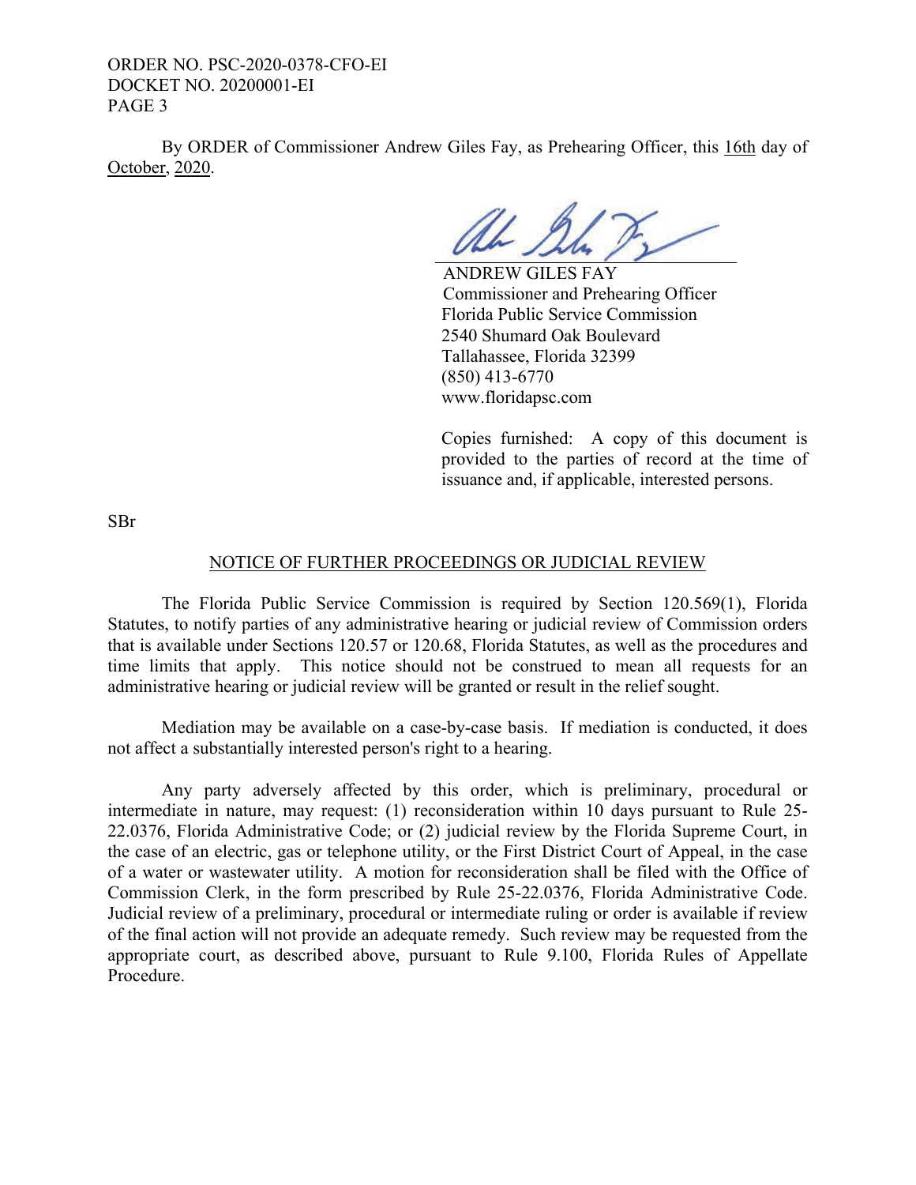By ORDER of Commissioner Andrew Giles Fay, as Prehearing Officer, this 16th day of October, 2020.

ANDREW GILES FAY
Commissioner and Prehearing Officer
Florida Public Service Commission
2540 Shumard Oak Boulevard
Tallahassee, Florida 32399
(850) 413-6770
www.floridapsc.com

Copies furnished: A copy of this document is provided to the parties of record at the time of issuance and, if applicable, interested persons.

SBr

NOTICE OF FURTHER PROCEEDINGS OR JUDICIAL REVIEW

The Florida Public Service Commission is required by Section 120.569(1), Florida Statutes, to notify parties of any administrative hearing or judicial review of Commission orders that is available under Sections 120.57 or 120.68, Florida Statutes, as well as the procedures and time limits that apply. This notice should not be construed to mean all requests for an administrative hearing or judicial review will be granted or result in the relief sought.

Mediation may be available on a case-by-case basis. If mediation is conducted, it does not affect a substantially interested person's right to a hearing.

Any party adversely affected by this order, which is preliminary, procedural or intermediate in nature, may request: (1) reconsideration within 10 days pursuant to Rule 25-22.0376, Florida Administrative Code; or (2) judicial review by the Florida Supreme Court, in the case of an electric, gas or telephone utility, or the First District Court of Appeal, in the case of a water or wastewater utility. A motion for reconsideration shall be filed with the Office of Commission Clerk, in the form prescribed by Rule 25-22.0376, Florida Administrative Code. Judicial review of a preliminary, procedural or intermediate ruling or order is available if review of the final action will not provide an adequate remedy. Such review may be requested from the appropriate court, as described above, pursuant to Rule 9.100, Florida Rules of Appellate Procedure.